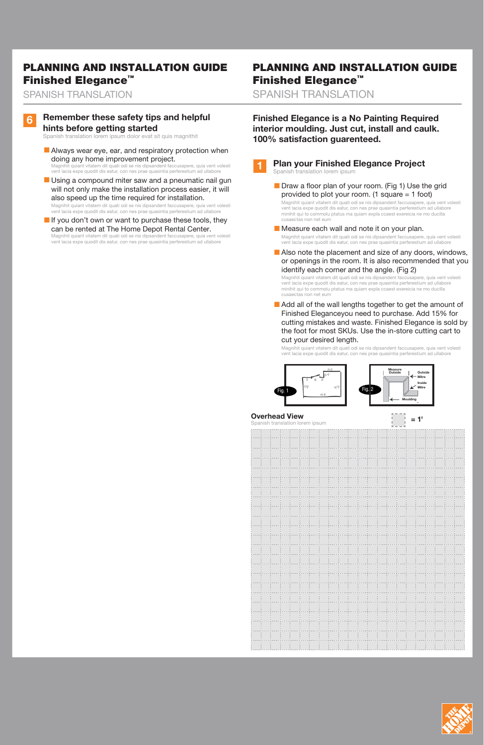# PLANNING AND INSTALLATION GUIDE Finished Elegance™

SPANISH TRANSLATION

## 6 Remember these safety tips and helpful hints before getting started

Spanish translation lorem ipsum dolor evat sit quis magnithit

- Always wear eye, ear, and respiratory protection when doing any home improvement project.
  Magnihit quiant vitatem dit quati odi se nis dipsandent faccusapere, quia vent volesti vent lacia expe quodit dis eatur, con nes prae quasintia perferestium ad ullabore
- Using a compound miter saw and a pneumatic nail gun will not only make the installation process easier, it will also speed up the time required for installation.
  Magnihit quiant vitatem dit quati odi se nis dipsandent faccusapere, quia vent volesti vent lacia expe quodit dis eatur, con nes prae quasintia perferestium ad ullabore
- If you don't own or want to purchase these tools, they can be rented at The Home Depot Rental Center.
  Magnihit quiant vitatem dit quati odi se nis dipsandent faccusapere, quia vent volesti vent lacia expe quodit dis eatur, con nes prae quasintia perferestium ad ullabore

# PLANNING AND INSTALLATION GUIDE Finished Elegance™

SPANISH TRANSLATION

**Finished Elegance is a No Painting Required interior moulding. Just cut, install and caulk. 100% satisfaction guarenteed.**

## 1 Plan your Finished Elegance Project

Spanish translation lorem ipsum

- Draw a floor plan of your room. (Fig 1) Use the grid provided to plot your room. (1 square = 1 foot)
  Magnihit quiant vitatem dit quati odi se nis dipsandent faccusapere, quia vent volesti vent lacia expe quodit dis eatur, con nes prae quasintia perferestium ad ullabore minihit qui to commolu ptatus ma quiam expla ccaest exereicia ne mo ducilla cusaectas non net eum
- Measure each wall and note it on your plan.
  Magnihit quiant vitatem dit quati odi se nis dipsandent faccusapere, quia vent volesti vent lacia expe quodit dis eatur, con nes prae quasintia perferestium ad ullabore
- Also note the placement and size of any doors, windows, or openings in the room. It is also recommended that you identify each corner and the angle. (Fig 2)
  Magnihit quiant vitatem dit quati odi se nis dipsandent faccusapere, quia vent volesti vent lacia expe quodit dis eatur, con nes prae quasintia perferestium ad ullabore minihit qui to commolu ptatus ma quiam expla ccaest exereicia ne mo ducilla cusaectas non net eum
- Add all of the wall lengths together to get the amount of Finished Eleganceyou need to purchase. Add 15% for cutting mistakes and waste. Finished Elegance is sold by the foot for most SKUs. Use the in-store cutting cart to cut your desired length.
  Magnihit quiant vitatem dit quati odi se nis dipsandent faccusapere, quia vent volesti vent lacia expe quodit dis eatur, con nes prae quasintia perferestium ad ullabore

Fig. 1

Fig. 2 — Measure Outside, Outside Mitre, Inside Mitre, Moulding

**Overhead View**

Spanish translation lorem ipsum

= 1'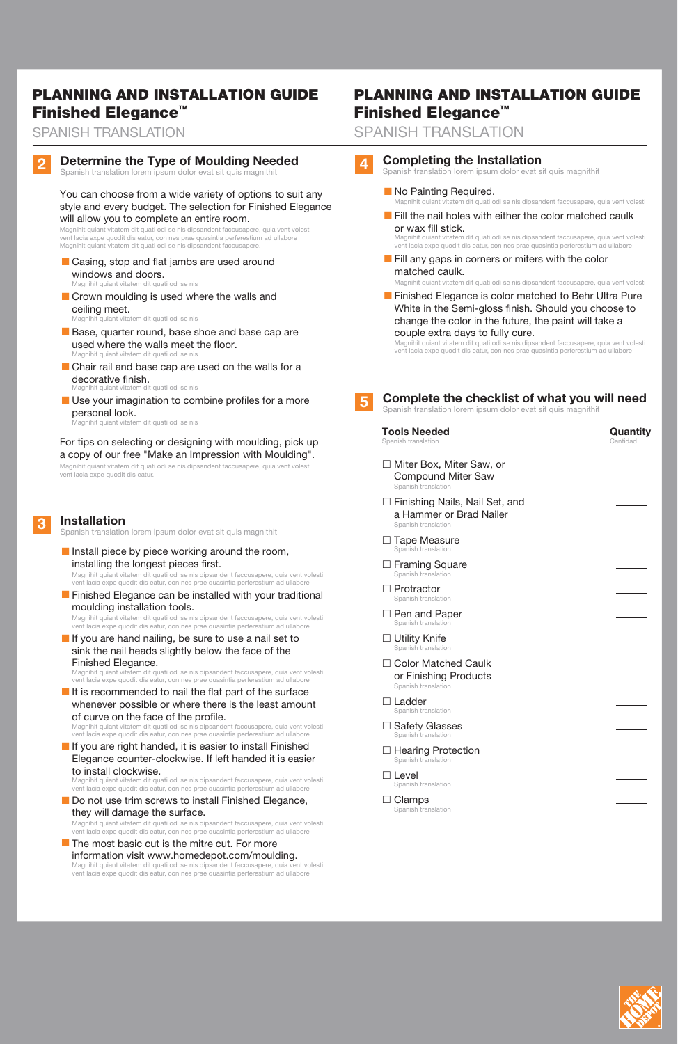# PLANNING AND INSTALLATION GUIDE Finished Elegance™

SPANISH TRANSLATION

## 2 Determine the Type of Moulding Needed

Spanish translation lorem ipsum dolor evat sit quis magnithit

You can choose from a wide variety of options to suit any style and every budget. The selection for Finished Elegance will allow you to complete an entire room.

Magnihit quiant vitatem dit quati odi se nis dipsandent faccusapere, quia vent volesti vent lacia expe quodit dis eatur, con nes prae quasintia perferestium ad ullabore Magnihit quiant vitatem dit quati odi se nis dipsandent faccusapere.

- Casing, stop and flat jambs are used around windows and doors.
  Magnihit quiant vitatem dit quati odi se nis
- Crown moulding is used where the walls and ceiling meet.
  Magnihit quiant vitatem dit quati odi se nis
- Base, quarter round, base shoe and base cap are used where the walls meet the floor.
  Magnihit quiant vitatem dit quati odi se nis
- Chair rail and base cap are used on the walls for a decorative finish.
  Magnihit quiant vitatem dit quati odi se nis
- Use your imagination to combine profiles for a more personal look.
  Magnihit quiant vitatem dit quati odi se nis

For tips on selecting or designing with moulding, pick up a copy of our free "Make an Impression with Moulding".

Magnihit quiant vitatem dit quati odi se nis dipsandent faccusapere, quia vent volesti vent lacia expe quodit dis eatur.

## 3 Installation

Spanish translation lorem ipsum dolor evat sit quis magnithit

- Install piece by piece working around the room, installing the longest pieces first.
  Magnihit quiant vitatem dit quati odi se nis dipsandent faccusapere, quia vent volesti vent lacia expe quodit dis eatur, con nes prae quasintia perferestium ad ullabore
- Finished Elegance can be installed with your traditional moulding installation tools.
  Magnihit quiant vitatem dit quati odi se nis dipsandent faccusapere, quia vent volesti vent lacia expe quodit dis eatur, con nes prae quasintia perferestium ad ullabore
- If you are hand nailing, be sure to use a nail set to sink the nail heads slightly below the face of the Finished Elegance.
  Magnihit quiant vitatem dit quati odi se nis dipsandent faccusapere, quia vent volesti vent lacia expe quodit dis eatur, con nes prae quasintia perferestium ad ullabore
- It is recommended to nail the flat part of the surface whenever possible or where there is the least amount of curve on the face of the profile.
  Magnihit quiant vitatem dit quati odi se nis dipsandent faccusapere, quia vent volesti vent lacia expe quodit dis eatur, con nes prae quasintia perferestium ad ullabore
- If you are right handed, it is easier to install Finished Elegance counter-clockwise. If left handed it is easier to install clockwise.
  Magnihit quiant vitatem dit quati odi se nis dipsandent faccusapere, quia vent volesti vent lacia expe quodit dis eatur, con nes prae quasintia perferestium ad ullabore
- Do not use trim screws to install Finished Elegance, they will damage the surface.
  Magnihit quiant vitatem dit quati odi se nis dipsandent faccusapere, quia vent volesti vent lacia expe quodit dis eatur, con nes prae quasintia perferestium ad ullabore
- The most basic cut is the mitre cut. For more information visit www.homedepot.com/moulding.
  Magnihit quiant vitatem dit quati odi se nis dipsandent faccusapere, quia vent volesti vent lacia expe quodit dis eatur, con nes prae quasintia perferestium ad ullabore

# PLANNING AND INSTALLATION GUIDE Finished Elegance™

SPANISH TRANSLATION

## 4 Completing the Installation

Spanish translation lorem ipsum dolor evat sit quis magnithit

- No Painting Required.
  Magnihit quiant vitatem dit quati odi se nis dipsandent faccusapere, quia vent volesti
- Fill the nail holes with either the color matched caulk or wax fill stick.
  Magnihit quiant vitatem dit quati odi se nis dipsandent faccusapere, quia vent volesti vent lacia expe quodit dis eatur, con nes prae quasintia perferestium ad ullabore
- Fill any gaps in corners or miters with the color matched caulk.
  Magnihit quiant vitatem dit quati odi se nis dipsandent faccusapere, quia vent volesti
- Finished Elegance is color matched to Behr Ultra Pure White in the Semi-gloss finish. Should you choose to change the color in the future, the paint will take a couple extra days to fully cure.
  Magnihit quiant vitatem dit quati odi se nis dipsandent faccusapere, quia vent volesti vent lacia expe quodit dis eatur, con nes prae quasintia perferestium ad ullabore

## 5 Complete the checklist of what you will need

Spanish translation lorem ipsum dolor evat sit quis magnithit

| **Tools Needed** (Spanish translation) | **Quantity** (Cantidad) |
|---|---|
| ☐ Miter Box, Miter Saw, or Compound Miter Saw (Spanish translation) | ______ |
| ☐ Finishing Nails, Nail Set, and a Hammer or Brad Nailer (Spanish translation) | ______ |
| ☐ Tape Measure (Spanish translation) | ______ |
| ☐ Framing Square (Spanish translation) | ______ |
| ☐ Protractor (Spanish translation) | ______ |
| ☐ Pen and Paper (Spanish translation) | ______ |
| ☐ Utility Knife (Spanish translation) | ______ |
| ☐ Color Matched Caulk or Finishing Products (Spanish translation) | ______ |
| ☐ Ladder (Spanish translation) | ______ |
| ☐ Safety Glasses (Spanish translation) | ______ |
| ☐ Hearing Protection (Spanish translation) | ______ |
| ☐ Level (Spanish translation) | ______ |
| ☐ Clamps (Spanish translation) | ______ |